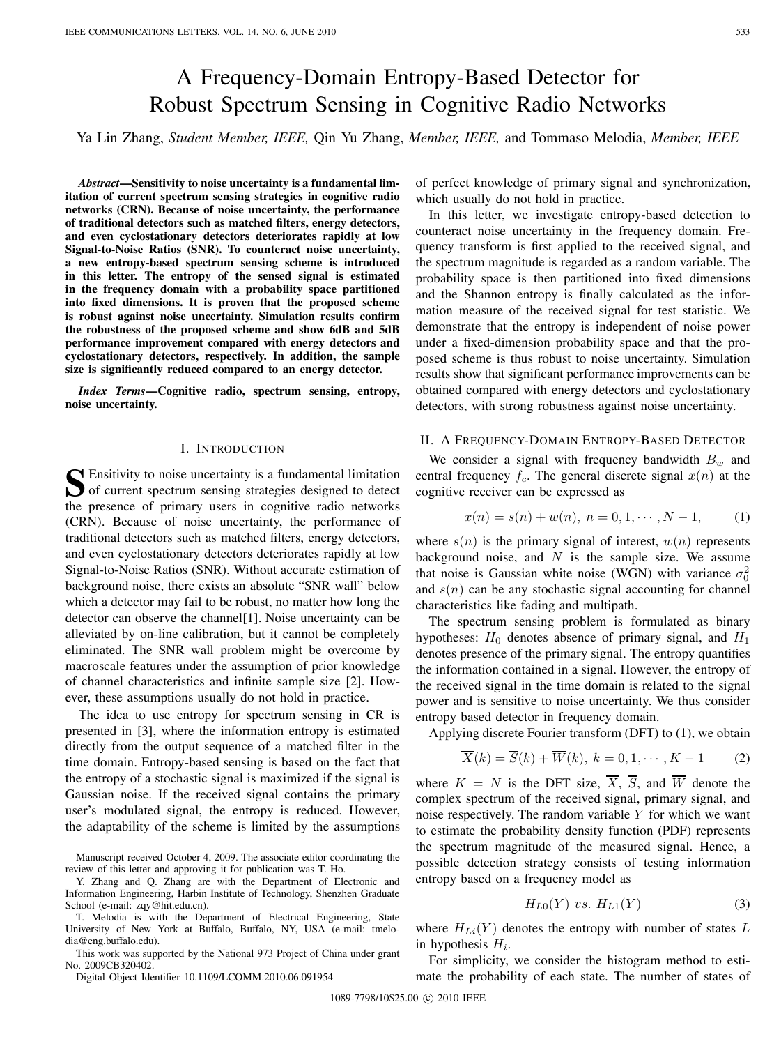# A Frequency-Domain Entropy-Based Detector for Robust Spectrum Sensing in Cognitive Radio Networks

Ya Lin Zhang, *Student Member, IEEE,* Qin Yu Zhang, *Member, IEEE,* and Tommaso Melodia, *Member, IEEE*

***Abstract*—Sensitivity to noise uncertainty is a fundamental limitation of current spectrum sensing strategies in cognitive radio networks (CRN). Because of noise uncertainty, the performance of traditional detectors such as matched filters, energy detectors, and even cyclostationary detectors deteriorates rapidly at low Signal-to-Noise Ratios (SNR). To counteract noise uncertainty, a new entropy-based spectrum sensing scheme is introduced in this letter. The entropy of the sensed signal is estimated in the frequency domain with a probability space partitioned into fixed dimensions. It is proven that the proposed scheme is robust against noise uncertainty. Simulation results confirm the robustness of the proposed scheme and show 6dB and 5dB performance improvement compared with energy detectors and cyclostationary detectors, respectively. In addition, the sample size is significantly reduced compared to an energy detector.**

***Index Terms*—Cognitive radio, spectrum sensing, entropy, noise uncertainty.**

## I. Introduction

SEnsitivity to noise uncertainty is a fundamental limitation of current spectrum sensing strategies designed to detect the presence of primary users in cognitive radio networks (CRN). Because of noise uncertainty, the performance of traditional detectors such as matched filters, energy detectors, and even cyclostationary detectors deteriorates rapidly at low Signal-to-Noise Ratios (SNR). Without accurate estimation of background noise, there exists an absolute "SNR wall" below which a detector may fail to be robust, no matter how long the detector can observe the channel[1]. Noise uncertainty can be alleviated by on-line calibration, but it cannot be completely eliminated. The SNR wall problem might be overcome by macroscale features under the assumption of prior knowledge of channel characteristics and infinite sample size [2]. However, these assumptions usually do not hold in practice.

The idea to use entropy for spectrum sensing in CR is presented in [3], where the information entropy is estimated directly from the output sequence of a matched filter in the time domain. Entropy-based sensing is based on the fact that the entropy of a stochastic signal is maximized if the signal is Gaussian noise. If the received signal contains the primary user's modulated signal, the entropy is reduced. However, the adaptability of the scheme is limited by the assumptions of perfect knowledge of primary signal and synchronization, which usually do not hold in practice.

In this letter, we investigate entropy-based detection to counteract noise uncertainty in the frequency domain. Frequency transform is first applied to the received signal, and the spectrum magnitude is regarded as a random variable. The probability space is then partitioned into fixed dimensions and the Shannon entropy is finally calculated as the information measure of the received signal for test statistic. We demonstrate that the entropy is independent of noise power under a fixed-dimension probability space and that the proposed scheme is thus robust to noise uncertainty. Simulation results show that significant performance improvements can be obtained compared with energy detectors and cyclostationary detectors, with strong robustness against noise uncertainty.

Manuscript received October 4, 2009. The associate editor coordinating the review of this letter and approving it for publication was T. Ho.

Y. Zhang and Q. Zhang are with the Department of Electronic and Information Engineering, Harbin Institute of Technology, Shenzhen Graduate School (e-mail: zqy@hit.edu.cn).

T. Melodia is with the Department of Electrical Engineering, State University of New York at Buffalo, Buffalo, NY, USA (e-mail: tmelodia@eng.buffalo.edu).

This work was supported by the National 973 Project of China under grant No. 2009CB320402.

Digital Object Identifier 10.1109/LCOMM.2010.06.091954

## II. A Frequency-Domain Entropy-Based Detector

We consider a signal with frequency bandwidth $B_w$ and central frequency $f_c$. The general discrete signal $x(n)$ at the cognitive receiver can be expressed as

$$x(n) = s(n) + w(n),\ n = 0, 1, \cdots, N-1, \qquad (1)$$

where $s(n)$ is the primary signal of interest, $w(n)$ represents background noise, and $N$ is the sample size. We assume that noise is Gaussian white noise (WGN) with variance $\sigma_0^2$ and $s(n)$ can be any stochastic signal accounting for channel characteristics like fading and multipath.

The spectrum sensing problem is formulated as binary hypotheses: $H_0$ denotes absence of primary signal, and $H_1$ denotes presence of the primary signal. The entropy quantifies the information contained in a signal. However, the entropy of the received signal in the time domain is related to the signal power and is sensitive to noise uncertainty. We thus consider entropy based detector in frequency domain.

Applying discrete Fourier transform (DFT) to (1), we obtain

$$\overline{X}(k) = \overline{S}(k) + \overline{W}(k),\ k = 0, 1, \cdots, K-1 \qquad (2)$$

where $K = N$ is the DFT size, $\overline{X}$, $\overline{S}$, and $\overline{W}$ denote the complex spectrum of the received signal, primary signal, and noise respectively. The random variable $Y$ for which we want to estimate the probability density function (PDF) represents the spectrum magnitude of the measured signal. Hence, a possible detection strategy consists of testing information entropy based on a frequency model as

$$H_{L0}(Y)\ vs.\ H_{L1}(Y) \qquad (3)$$

where $H_{Li}(Y)$ denotes the entropy with number of states $L$ in hypothesis $H_i$.

For simplicity, we consider the histogram method to estimate the probability of each state. The number of states of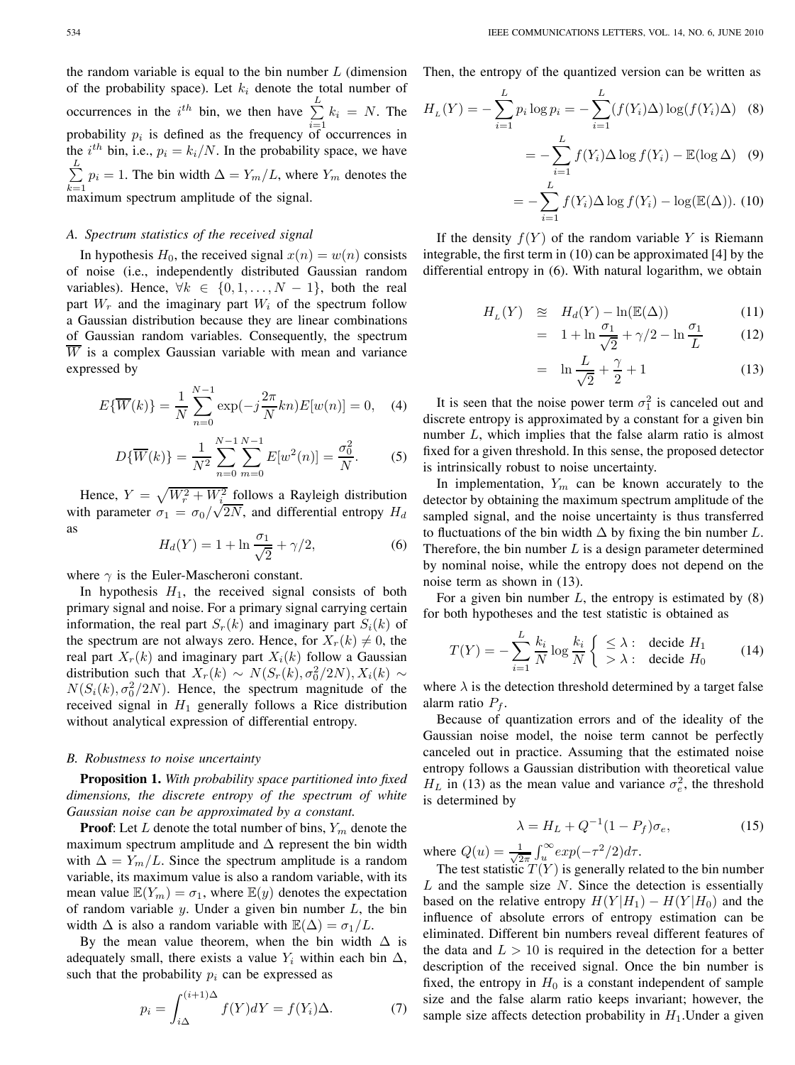the random variable is equal to the bin number $L$ (dimension of the probability space). Let $k_i$ denote the total number of occurrences in the $i^{th}$ bin, we then have $\sum_{i=1}^{L} k_i = N$. The probability $p_i$ is defined as the frequency of occurrences in the $i^{th}$ bin, i.e., $p_i = k_i/N$. In the probability space, we have $\sum_{k=1}^{L} p_i = 1$. The bin width $\Delta = Y_m/L$, where $Y_m$ denotes the maximum spectrum amplitude of the signal.

### A. Spectrum statistics of the received signal

In hypothesis $H_0$, the received signal $x(n) = w(n)$ consists of noise (i.e., independently distributed Gaussian random variables). Hence, $\forall k \in \{0, 1, \ldots, N-1\}$, both the real part $W_r$ and the imaginary part $W_i$ of the spectrum follow a Gaussian distribution because they are linear combinations of Gaussian random variables. Consequently, the spectrum $\overline{W}$ is a complex Gaussian variable with mean and variance expressed by

$$E\{\overline{W}(k)\} = \frac{1}{N}\sum_{n=0}^{N-1}\exp(-j\frac{2\pi}{N}kn)E[w(n)] = 0, \quad (4)$$

$$D\{\overline{W}(k)\} = \frac{1}{N^2}\sum_{n=0}^{N-1}\sum_{m=0}^{N-1}E[w^2(n)] = \frac{\sigma_0^2}{N}. \quad (5)$$

Hence, $Y = \sqrt{W_r^2 + W_i^2}$ follows a Rayleigh distribution with parameter $\sigma_1 = \sigma_0/\sqrt{2N}$, and differential entropy $H_d$ as

$$H_d(Y) = 1 + \ln\frac{\sigma_1}{\sqrt{2}} + \gamma/2, \quad (6)$$

where $\gamma$ is the Euler-Mascheroni constant.

In hypothesis $H_1$, the received signal consists of both primary signal and noise. For a primary signal carrying certain information, the real part $S_r(k)$ and imaginary part $S_i(k)$ of the spectrum are not always zero. Hence, for $X_r(k) \neq 0$, the real part $X_r(k)$ and imaginary part $X_i(k)$ follow a Gaussian distribution such that $X_r(k) \sim N(S_r(k), \sigma_0^2/2N), X_i(k) \sim N(S_i(k), \sigma_0^2/2N)$. Hence, the spectrum magnitude of the received signal in $H_1$ generally follows a Rice distribution without analytical expression of differential entropy.

### B. Robustness to noise uncertainty

**Proposition 1.** *With probability space partitioned into fixed dimensions, the discrete entropy of the spectrum of white Gaussian noise can be approximated by a constant.*

**Proof**: Let $L$ denote the total number of bins, $Y_m$ denote the maximum spectrum amplitude and $\Delta$ represent the bin width with $\Delta = Y_m/L$. Since the spectrum amplitude is a random variable, its maximum value is also a random variable, with its mean value $\mathbb{E}(Y_m) = \sigma_1$, where $\mathbb{E}(y)$ denotes the expectation of random variable $y$. Under a given bin number $L$, the bin width $\Delta$ is also a random variable with $\mathbb{E}(\Delta) = \sigma_1/L$.

By the mean value theorem, when the bin width $\Delta$ is adequately small, there exists a value $Y_i$ within each bin $\Delta$, such that the probability $p_i$ can be expressed as

$$p_i = \int_{i\Delta}^{(i+1)\Delta} f(Y)dY = f(Y_i)\Delta. \quad (7)$$

Then, the entropy of the quantized version can be written as

$$H_L(Y) = -\sum_{i=1}^{L} p_i \log p_i = -\sum_{i=1}^{L}(f(Y_i)\Delta)\log(f(Y_i)\Delta) \quad (8)$$

$$= -\sum_{i=1}^{L} f(Y_i)\Delta \log f(Y_i) - \mathbb{E}(\log\Delta) \quad (9)$$

$$= -\sum_{i=1}^{L} f(Y_i)\Delta \log f(Y_i) - \log(\mathbb{E}(\Delta)). \quad (10)$$

If the density $f(Y)$ of the random variable $Y$ is Riemann integrable, the first term in (10) can be approximated [4] by the differential entropy in (6). With natural logarithm, we obtain

$$H_L(Y) \approx H_d(Y) - \ln(\mathbb{E}(\Delta)) \quad (11)$$

$$= 1 + \ln\frac{\sigma_1}{\sqrt{2}} + \gamma/2 - \ln\frac{\sigma_1}{L} \quad (12)$$

$$= \ln\frac{L}{\sqrt{2}} + \frac{\gamma}{2} + 1 \quad (13)$$

It is seen that the noise power term $\sigma_1^2$ is canceled out and discrete entropy is approximated by a constant for a given bin number $L$, which implies that the false alarm ratio is almost fixed for a given threshold. In this sense, the proposed detector is intrinsically robust to noise uncertainty.

In implementation, $Y_m$ can be known accurately to the detector by obtaining the maximum spectrum amplitude of the sampled signal, and the noise uncertainty is thus transferred to fluctuations of the bin width $\Delta$ by fixing the bin number $L$. Therefore, the bin number $L$ is a design parameter determined by nominal noise, while the entropy does not depend on the noise term as shown in (13).

For a given bin number $L$, the entropy is estimated by (8) for both hypotheses and the test statistic is obtained as

$$T(Y) = -\sum_{i=1}^{L}\frac{k_i}{N}\log\frac{k_i}{N}\begin{cases} \leq \lambda : & \text{decide } H_1 \\ > \lambda : & \text{decide } H_0 \end{cases} \quad (14)$$

where $\lambda$ is the detection threshold determined by a target false alarm ratio $P_f$.

Because of quantization errors and of the ideality of the Gaussian noise model, the noise term cannot be perfectly canceled out in practice. Assuming that the estimated noise entropy follows a Gaussian distribution with theoretical value $H_L$ in (13) as the mean value and variance $\sigma_e^2$, the threshold is determined by

$$\lambda = H_L + Q^{-1}(1 - P_f)\sigma_e, \quad (15)$$

where $Q(u) = \frac{1}{\sqrt{2\pi}}\int_u^\infty exp(-\tau^2/2)d\tau$.

The test statistic $T(Y)$ is generally related to the bin number $L$ and the sample size $N$. Since the detection is essentially based on the relative entropy $H(Y|H_1) - H(Y|H_0)$ and the influence of absolute errors of entropy estimation can be eliminated. Different bin numbers reveal different features of the data and $L > 10$ is required in the detection for a better description of the received signal. Once the bin number is fixed, the entropy in $H_0$ is a constant independent of sample size and the false alarm ratio keeps invariant; however, the sample size affects detection probability in $H_1$.Under a given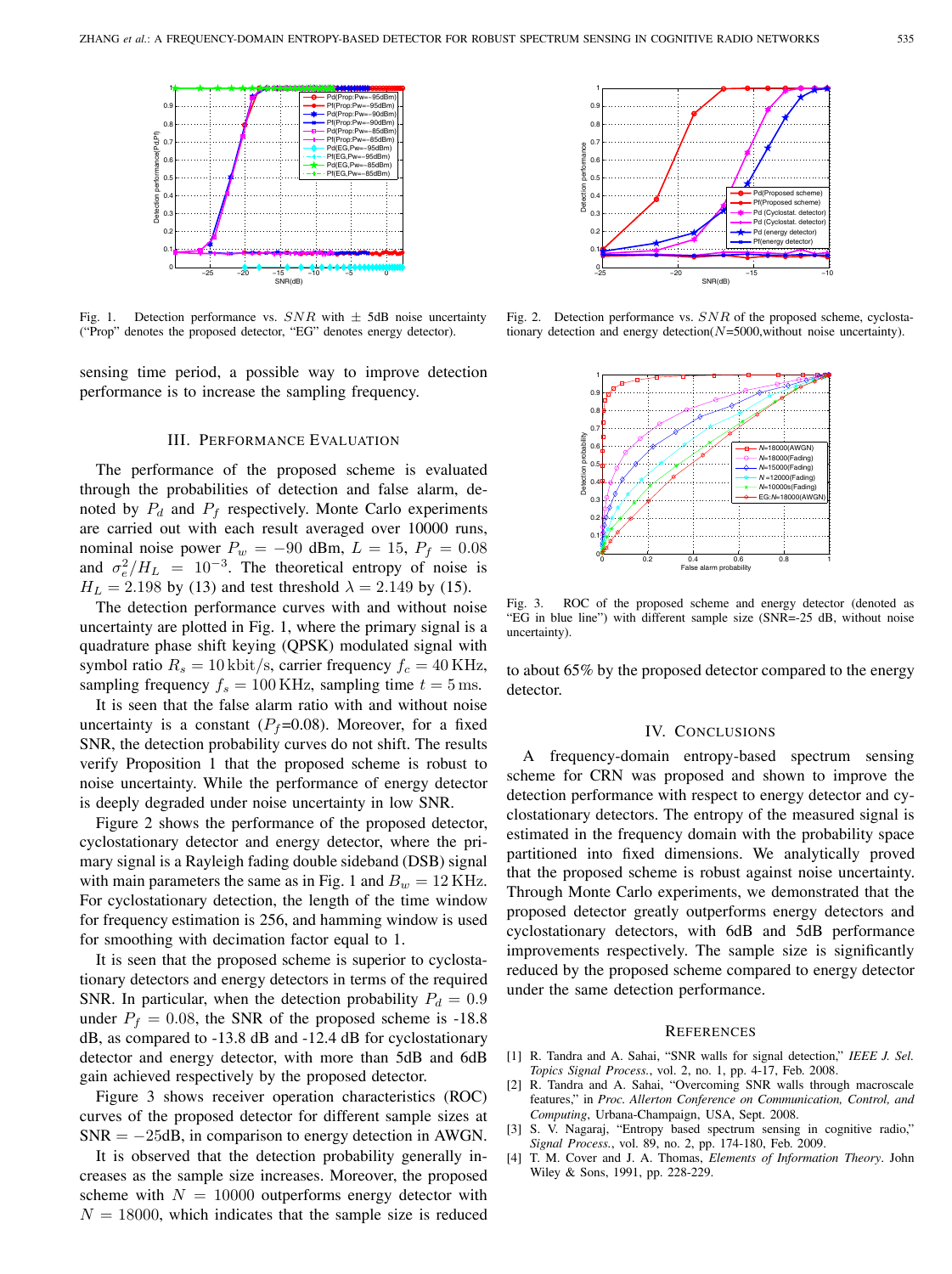Detection performance(Pd,Pf)

SNR(dB)

Pd(Prop:Pw=−95dBm)
Pf(Prop:Pw=−95dBm)
Pd(Prop:Pw=−90dBm)
Pf(Prop:Pw=−90dBm)
Pd(Prop:Pw=−85dBm)
Pf(Prop:Pw=−85dBm)
Pd(EG,Pw=−95dBm)
Pf(EG,Pw=−95dBm)
Pd(EG,Pw=−85dBm)
Pf(EG,Pw=−85dBm)

Fig. 1. Detection performance vs. $SNR$ with $\pm$ 5dB noise uncertainty ("Prop" denotes the proposed detector, "EG" denotes energy detector).

Detection performance

SNR(dB)

Pd(Proposed scheme)
Pf(Proposed scheme)
Pd (Cyclostat. detector)
Pd (Cyclostat. detector)
Pd (energy detector)
Pf(energy detector)

Fig. 2. Detection performance vs. $SNR$ of the proposed scheme, cyclostationary detection and energy detection($N$=5000,without noise uncertainty).

sensing time period, a possible way to improve detection performance is to increase the sampling frequency.

## III. Performance Evaluation

The performance of the proposed scheme is evaluated through the probabilities of detection and false alarm, denoted by $P_d$ and $P_f$ respectively. Monte Carlo experiments are carried out with each result averaged over 10000 runs, nominal noise power $P_w = -90$ dBm, $L = 15$, $P_f = 0.08$ and $\sigma_e^2/H_L = 10^{-3}$. The theoretical entropy of noise is $H_L = 2.198$ by (13) and test threshold $\lambda = 2.149$ by (15).

The detection performance curves with and without noise uncertainty are plotted in Fig. 1, where the primary signal is a quadrature phase shift keying (QPSK) modulated signal with symbol ratio $R_s = 10\,\text{kbit/s}$, carrier frequency $f_c = 40\,\text{KHz}$, sampling frequency $f_s = 100\,\text{KHz}$, sampling time $t = 5\,\text{ms}$.

It is seen that the false alarm ratio with and without noise uncertainty is a constant ($P_f$=0.08). Moreover, for a fixed SNR, the detection probability curves do not shift. The results verify Proposition 1 that the proposed scheme is robust to noise uncertainty. While the performance of energy detector is deeply degraded under noise uncertainty in low SNR.

Figure 2 shows the performance of the proposed detector, cyclostationary detector and energy detector, where the primary signal is a Rayleigh fading double sideband (DSB) signal with main parameters the same as in Fig. 1 and $B_w = 12\,\text{KHz}$. For cyclostationary detection, the length of the time window for frequency estimation is 256, and hamming window is used for smoothing with decimation factor equal to 1.

It is seen that the proposed scheme is superior to cyclostationary detectors and energy detectors in terms of the required SNR. In particular, when the detection probability $P_d = 0.9$ under $P_f = 0.08$, the SNR of the proposed scheme is -18.8 dB, as compared to -13.8 dB and -12.4 dB for cyclostationary detector and energy detector, with more than 5dB and 6dB gain achieved respectively by the proposed detector.

Figure 3 shows receiver operation characteristics (ROC) curves of the proposed detector for different sample sizes at SNR $= -25$dB, in comparison to energy detection in AWGN.

It is observed that the detection probability generally increases as the sample size increases. Moreover, the proposed scheme with $N = 10000$ outperforms energy detector with $N = 18000$, which indicates that the sample size is reduced to about 65% by the proposed detector compared to the energy detector.

Detection probability

False alarm probability

N=18000(AWGN)
N=18000(Fading)
N=15000(Fading)
N=12000(Fading)
N=10000s(Fading)
EG:N=18000(AWGN)

Fig. 3. ROC of the proposed scheme and energy detector (denoted as "EG in blue line") with different sample size (SNR=-25 dB, without noise uncertainty).

## IV. Conclusions

A frequency-domain entropy-based spectrum sensing scheme for CRN was proposed and shown to improve the detection performance with respect to energy detector and cyclostationary detectors. The entropy of the measured signal is estimated in the frequency domain with the probability space partitioned into fixed dimensions. We analytically proved that the proposed scheme is robust against noise uncertainty. Through Monte Carlo experiments, we demonstrated that the proposed detector greatly outperforms energy detectors and cyclostationary detectors, with 6dB and 5dB performance improvements respectively. The sample size is significantly reduced by the proposed scheme compared to energy detector under the same detection performance.

## References

[1] R. Tandra and A. Sahai, "SNR walls for signal detection," *IEEE J. Sel. Topics Signal Process.*, vol. 2, no. 1, pp. 4-17, Feb. 2008.

[2] R. Tandra and A. Sahai, "Overcoming SNR walls through macroscale features," in *Proc. Allerton Conference on Communication, Control, and Computing*, Urbana-Champaign, USA, Sept. 2008.

[3] S. V. Nagaraj, "Entropy based spectrum sensing in cognitive radio," *Signal Process.*, vol. 89, no. 2, pp. 174-180, Feb. 2009.

[4] T. M. Cover and J. A. Thomas, *Elements of Information Theory*. John Wiley & Sons, 1991, pp. 228-229.